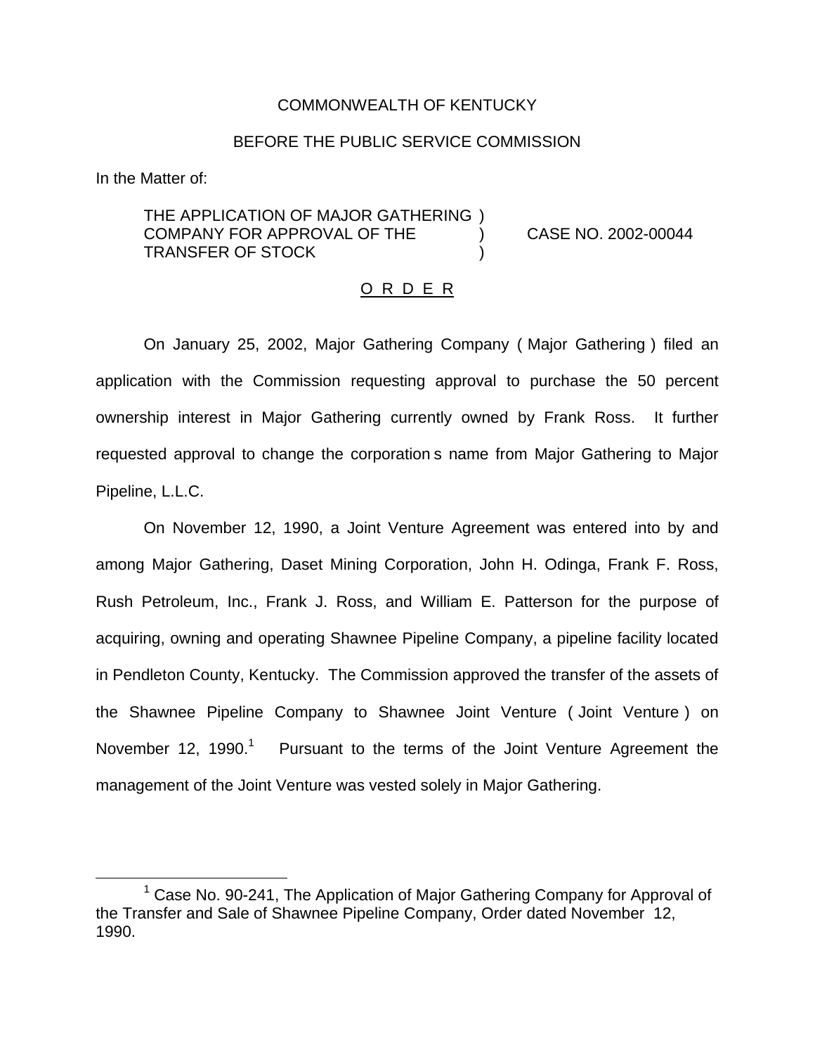COMMONWEALTH OF KENTUCKY

BEFORE THE PUBLIC SERVICE COMMISSION

In the Matter of:

THE APPLICATION OF MAJOR GATHERING )
COMPANY FOR APPROVAL OF THE ) CASE NO. 2002-00044
TRANSFER OF STOCK )

O R D E R

On January 25, 2002, Major Gathering Company ( Major Gathering ) filed an application with the Commission requesting approval to purchase the 50 percent ownership interest in Major Gathering currently owned by Frank Ross. It further requested approval to change the corporation s name from Major Gathering to Major Pipeline, L.L.C.

On November 12, 1990, a Joint Venture Agreement was entered into by and among Major Gathering, Daset Mining Corporation, John H. Odinga, Frank F. Ross, Rush Petroleum, Inc., Frank J. Ross, and William E. Patterson for the purpose of acquiring, owning and operating Shawnee Pipeline Company, a pipeline facility located in Pendleton County, Kentucky. The Commission approved the transfer of the assets of the Shawnee Pipeline Company to Shawnee Joint Venture ( Joint Venture ) on November 12, 1990.[1] Pursuant to the terms of the Joint Venture Agreement the management of the Joint Venture was vested solely in Major Gathering.

[1] Case No. 90-241, The Application of Major Gathering Company for Approval of the Transfer and Sale of Shawnee Pipeline Company, Order dated November 12, 1990.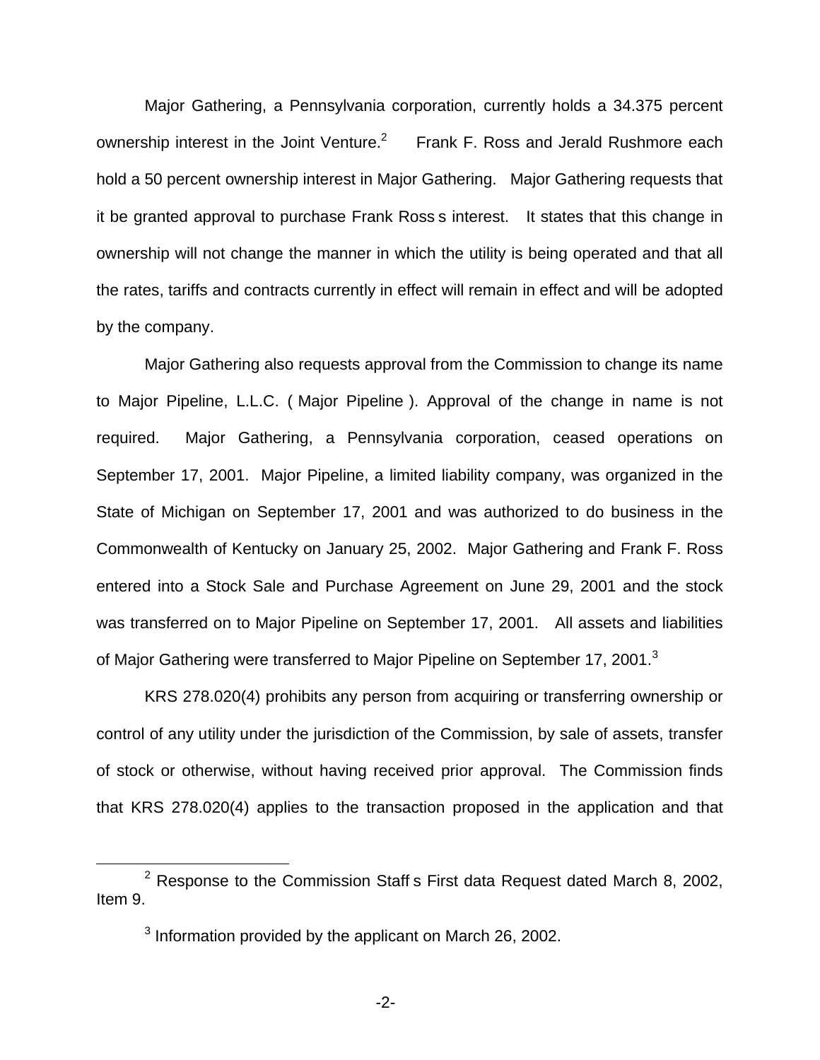Major Gathering, a Pennsylvania corporation, currently holds a 34.375 percent ownership interest in the Joint Venture.[2] Frank F. Ross and Jerald Rushmore each hold a 50 percent ownership interest in Major Gathering. Major Gathering requests that it be granted approval to purchase Frank Ross s interest. It states that this change in ownership will not change the manner in which the utility is being operated and that all the rates, tariffs and contracts currently in effect will remain in effect and will be adopted by the company.

Major Gathering also requests approval from the Commission to change its name to Major Pipeline, L.L.C. ( Major Pipeline ). Approval of the change in name is not required. Major Gathering, a Pennsylvania corporation, ceased operations on September 17, 2001. Major Pipeline, a limited liability company, was organized in the State of Michigan on September 17, 2001 and was authorized to do business in the Commonwealth of Kentucky on January 25, 2002. Major Gathering and Frank F. Ross entered into a Stock Sale and Purchase Agreement on June 29, 2001 and the stock was transferred on to Major Pipeline on September 17, 2001. All assets and liabilities of Major Gathering were transferred to Major Pipeline on September 17, 2001.[3]

KRS 278.020(4) prohibits any person from acquiring or transferring ownership or control of any utility under the jurisdiction of the Commission, by sale of assets, transfer of stock or otherwise, without having received prior approval. The Commission finds that KRS 278.020(4) applies to the transaction proposed in the application and that

[2] Response to the Commission Staff s First data Request dated March 8, 2002, Item 9.

[3] Information provided by the applicant on March 26, 2002.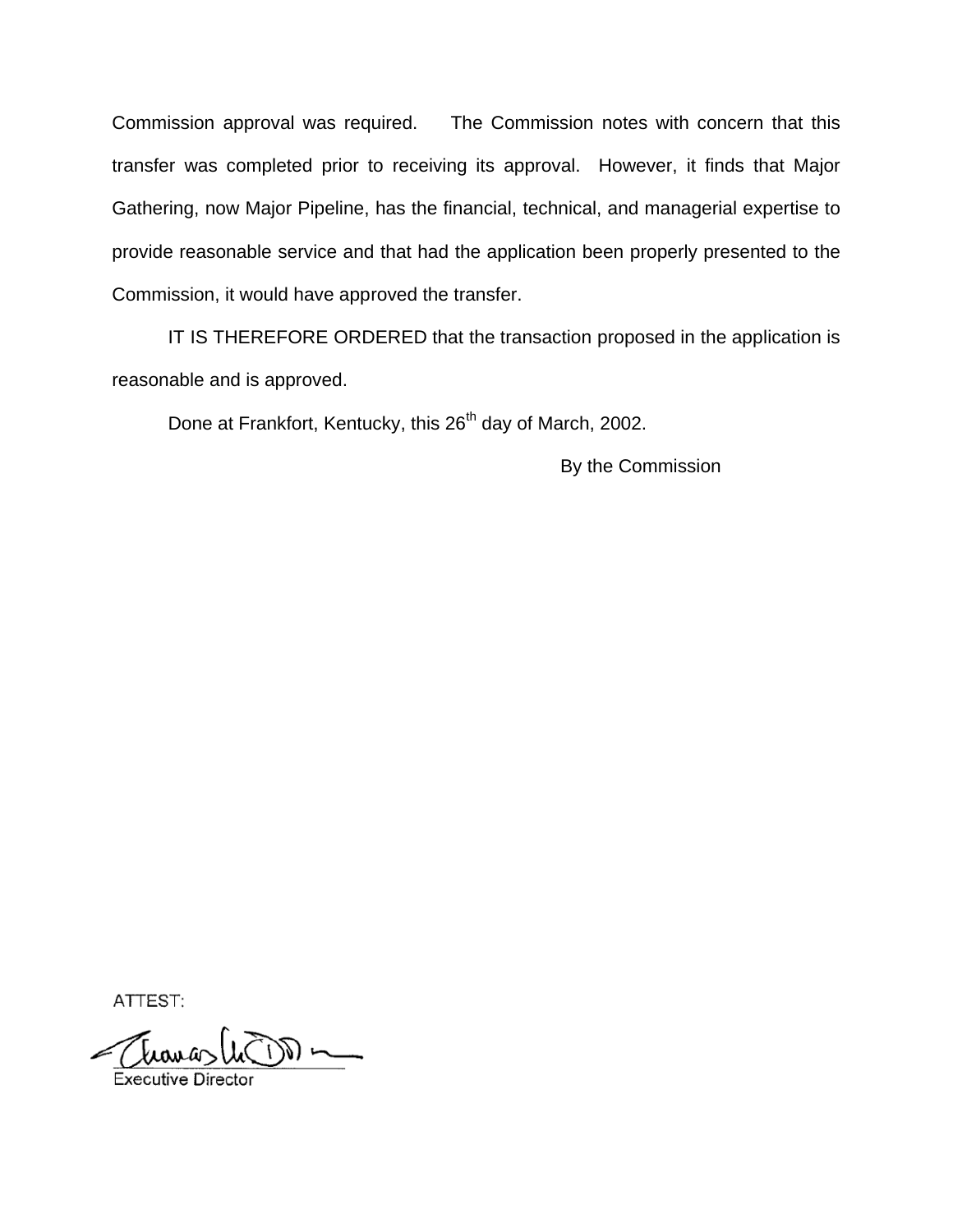Commission approval was required. The Commission notes with concern that this transfer was completed prior to receiving its approval. However, it finds that Major Gathering, now Major Pipeline, has the financial, technical, and managerial expertise to provide reasonable service and that had the application been properly presented to the Commission, it would have approved the transfer.

IT IS THEREFORE ORDERED that the transaction proposed in the application is reasonable and is approved.

Done at Frankfort, Kentucky, this 26th day of March, 2002.

By the Commission

ATTEST:

Executive Director